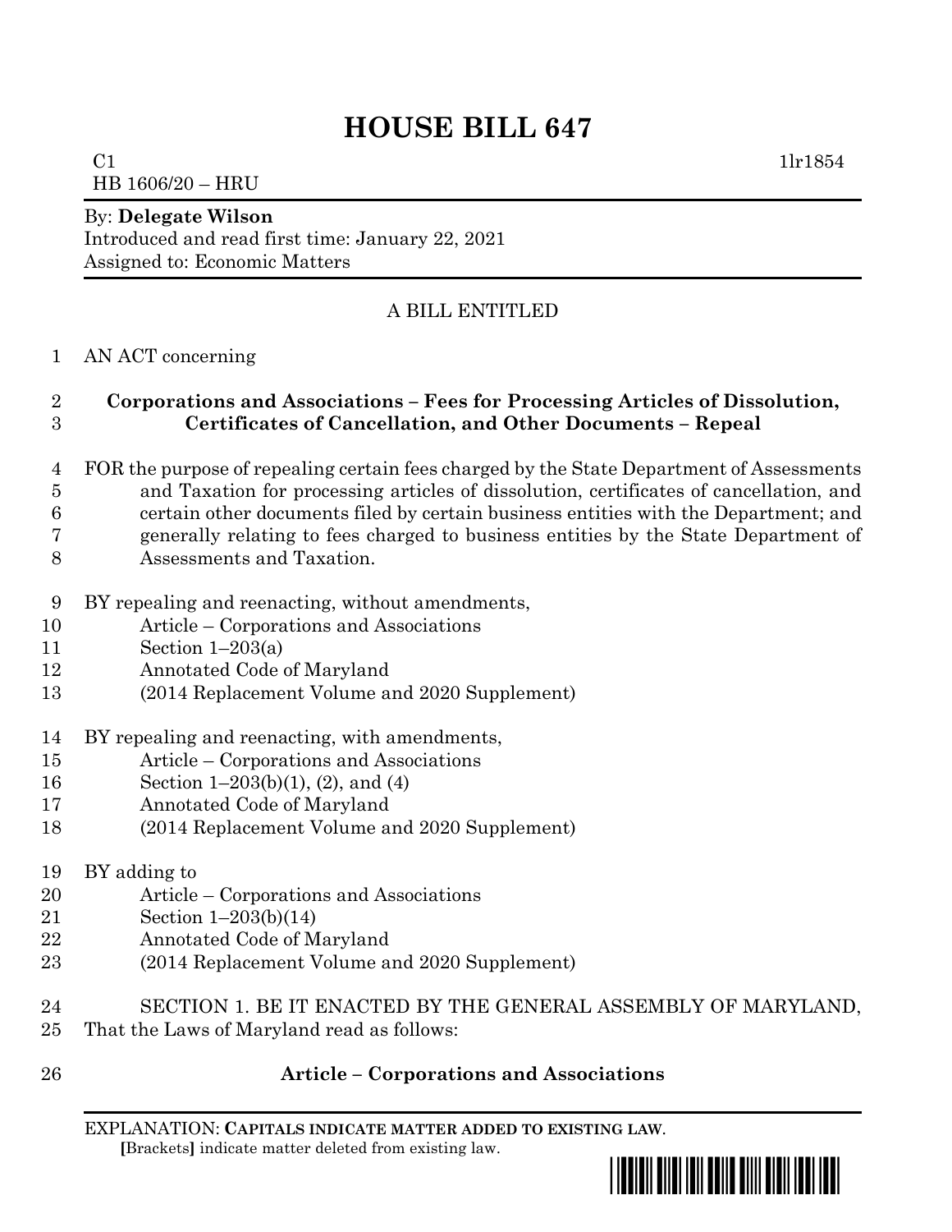# HOUSE BILL 647

C1 1lr1854
HB 1606/20 – HRU

By: **Delegate Wilson**
Introduced and read first time: January 22, 2021
Assigned to: Economic Matters

A BILL ENTITLED

1 AN ACT concerning

2 **Corporations and Associations – Fees for Processing Articles of Dissolution,**
3 **Certificates of Cancellation, and Other Documents – Repeal**

4 FOR the purpose of repealing certain fees charged by the State Department of Assessments
5 and Taxation for processing articles of dissolution, certificates of cancellation, and
6 certain other documents filed by certain business entities with the Department; and
7 generally relating to fees charged to business entities by the State Department of
8 Assessments and Taxation.

9 BY repealing and reenacting, without amendments,
10 Article – Corporations and Associations
11 Section 1–203(a)
12 Annotated Code of Maryland
13 (2014 Replacement Volume and 2020 Supplement)

14 BY repealing and reenacting, with amendments,
15 Article – Corporations and Associations
16 Section 1–203(b)(1), (2), and (4)
17 Annotated Code of Maryland
18 (2014 Replacement Volume and 2020 Supplement)

19 BY adding to
20 Article – Corporations and Associations
21 Section 1–203(b)(14)
22 Annotated Code of Maryland
23 (2014 Replacement Volume and 2020 Supplement)

24 SECTION 1. BE IT ENACTED BY THE GENERAL ASSEMBLY OF MARYLAND,
25 That the Laws of Maryland read as follows:

26 **Article – Corporations and Associations**

EXPLANATION: **CAPITALS INDICATE MATTER ADDED TO EXISTING LAW.**
**[**Brackets**]** indicate matter deleted from existing law.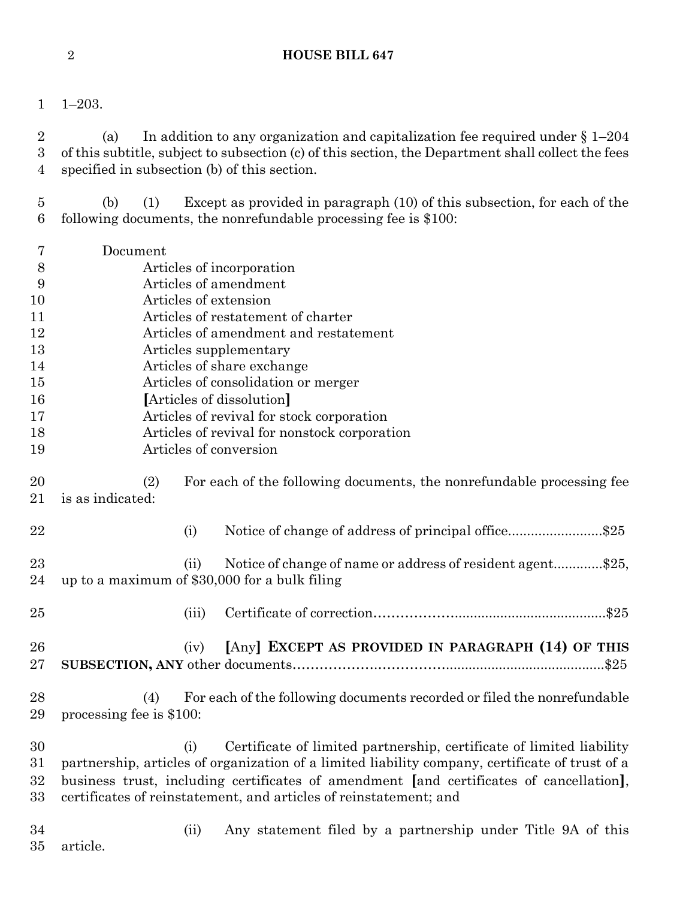1–203.

(a) In addition to any organization and capitalization fee required under § 1–204 of this subtitle, subject to subsection (c) of this section, the Department shall collect the fees specified in subsection (b) of this section.

(b) (1) Except as provided in paragraph (10) of this subsection, for each of the following documents, the nonrefundable processing fee is $100:

Document

- Articles of incorporation
- Articles of amendment
- Articles of extension
- Articles of restatement of charter
- Articles of amendment and restatement
- Articles supplementary
- Articles of share exchange
- Articles of consolidation or merger
- [Articles of dissolution]
- Articles of revival for stock corporation
- Articles of revival for nonstock corporation
- Articles of conversion

(2) For each of the following documents, the nonrefundable processing fee is as indicated:

(i) Notice of change of address of principal office.........................$25

(ii) Notice of change of name or address of resident agent.............$25, up to a maximum of $30,000 for a bulk filing

(iii) Certificate of correction..........................................................$25

(iv) [Any] **EXCEPT AS PROVIDED IN PARAGRAPH (14) OF THIS SUBSECTION, ANY** other documents...........................................................................$25

(4) For each of the following documents recorded or filed the nonrefundable processing fee is $100:

(i) Certificate of limited partnership, certificate of limited liability partnership, articles of organization of a limited liability company, certificate of trust of a business trust, including certificates of amendment [and certificates of cancellation], certificates of reinstatement, and articles of reinstatement; and

(ii) Any statement filed by a partnership under Title 9A of this article.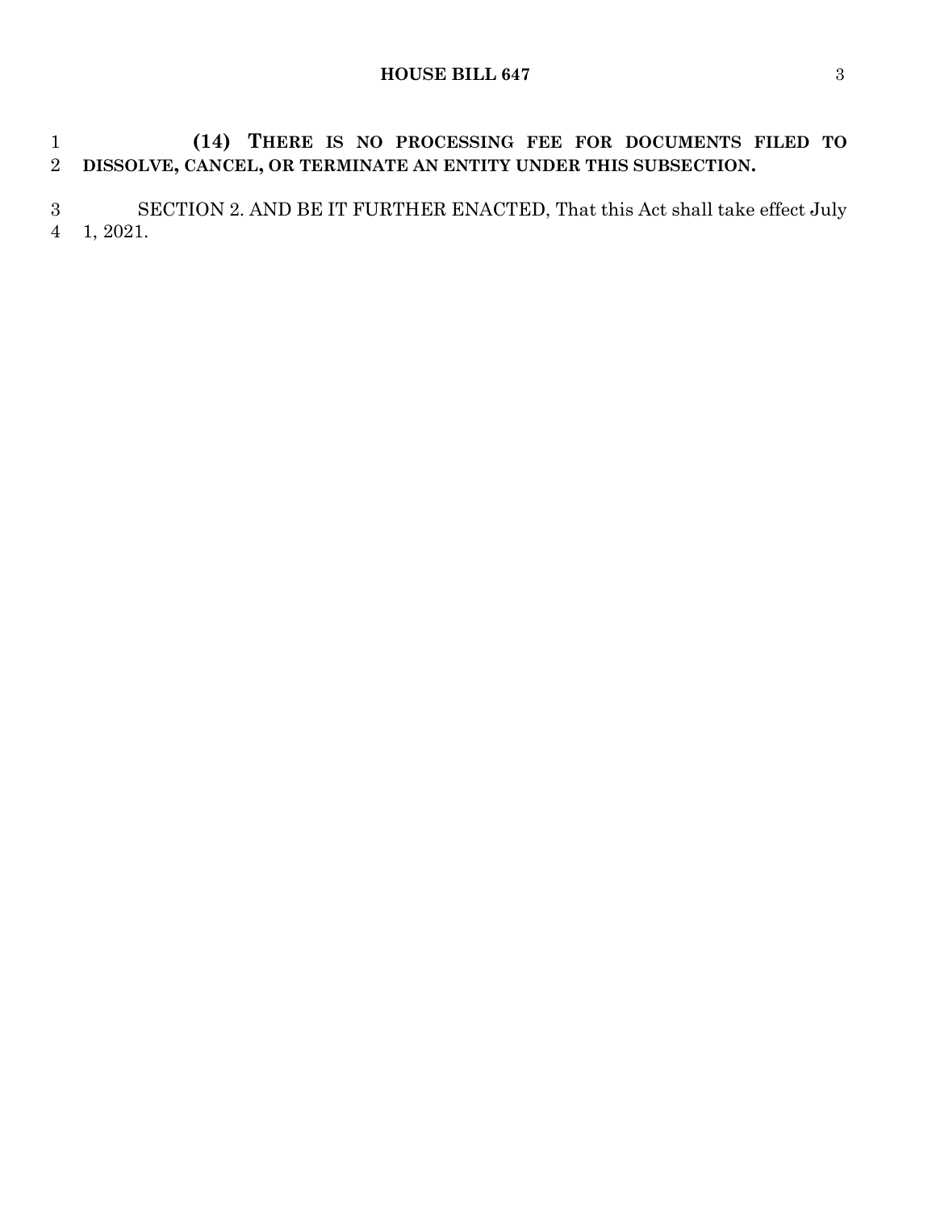**(14) THERE IS NO PROCESSING FEE FOR DOCUMENTS FILED TO DISSOLVE, CANCEL, OR TERMINATE AN ENTITY UNDER THIS SUBSECTION.**

SECTION 2. AND BE IT FURTHER ENACTED, That this Act shall take effect July 1, 2021.